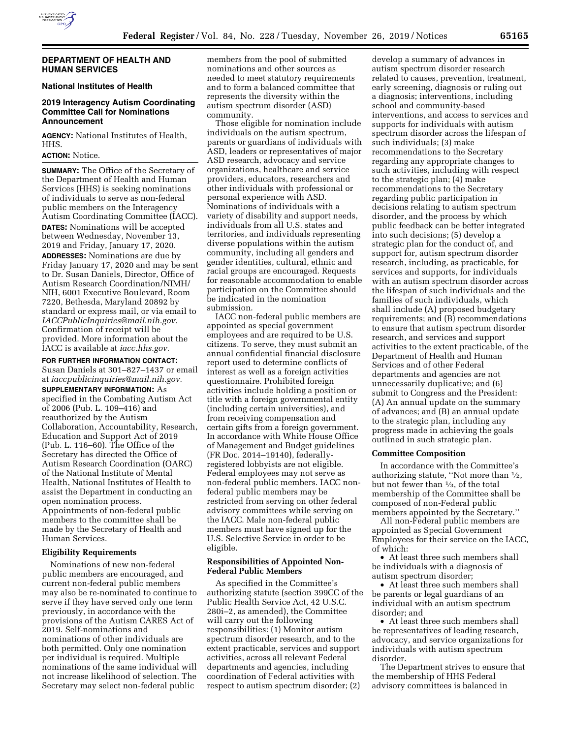## DEPARTMENT OF HEALTH AND HUMAN SERVICES

### National Institutes of Health

### 2019 Interagency Autism Coordinating Committee Call for Nominations Announcement

**AGENCY:** National Institutes of Health, HHS.

**ACTION:** Notice.

**SUMMARY:** The Office of the Secretary of the Department of Health and Human Services (HHS) is seeking nominations of individuals to serve as non-federal public members on the Interagency Autism Coordinating Committee (IACC).

**DATES:** Nominations will be accepted between Wednesday, November 13, 2019 and Friday, January 17, 2020.

**ADDRESSES:** Nominations are due by Friday January 17, 2020 and may be sent to Dr. Susan Daniels, Director, Office of Autism Research Coordination/NIMH/NIH, 6001 Executive Boulevard, Room 7220, Bethesda, Maryland 20892 by standard or express mail, or via email to *IACCPublicInquiries@mail.nih.gov.* Confirmation of receipt will be provided. More information about the IACC is available at *iacc.hhs.gov.*

**FOR FURTHER INFORMATION CONTACT:** Susan Daniels at 301–827–1437 or email at *iaccpublicinquiries@mail.nih.gov.*

**SUPPLEMENTARY INFORMATION:** As specified in the Combating Autism Act of 2006 (Pub. L. 109–416) and reauthorized by the Autism Collaboration, Accountability, Research, Education and Support Act of 2019 (Pub. L. 116–60). The Office of the Secretary has directed the Office of Autism Research Coordination (OARC) of the National Institute of Mental Health, National Institutes of Health to assist the Department in conducting an open nomination process. Appointments of non-federal public members to the committee shall be made by the Secretary of Health and Human Services.

#### Eligibility Requirements

Nominations of new non-federal public members are encouraged, and current non-federal public members may also be re-nominated to continue to serve if they have served only one term previously, in accordance with the provisions of the Autism CARES Act of 2019. Self-nominations and nominations of other individuals are both permitted. Only one nomination per individual is required. Multiple nominations of the same individual will not increase likelihood of selection. The Secretary may select non-federal public members from the pool of submitted nominations and other sources as needed to meet statutory requirements and to form a balanced committee that represents the diversity within the autism spectrum disorder (ASD) community.

Those eligible for nomination include individuals on the autism spectrum, parents or guardians of individuals with ASD, leaders or representatives of major ASD research, advocacy and service organizations, healthcare and service providers, educators, researchers and other individuals with professional or personal experience with ASD. Nominations of individuals with a variety of disability and support needs, individuals from all U.S. states and territories, and individuals representing diverse populations within the autism community, including all genders and gender identities, cultural, ethnic and racial groups are encouraged. Requests for reasonable accommodation to enable participation on the Committee should be indicated in the nomination submission.

IACC non-federal public members are appointed as special government employees and are required to be U.S. citizens. To serve, they must submit an annual confidential financial disclosure report used to determine conflicts of interest as well as a foreign activities questionnaire. Prohibited foreign activities include holding a position or title with a foreign governmental entity (including certain universities), and from receiving compensation and certain gifts from a foreign government. In accordance with White House Office of Management and Budget guidelines (FR Doc. 2014–19140), federally-registered lobbyists are not eligible. Federal employees may not serve as non-federal public members. IACC non-federal public members may be restricted from serving on other federal advisory committees while serving on the IACC. Male non-federal public members must have signed up for the U.S. Selective Service in order to be eligible.

#### Responsibilities of Appointed Non-Federal Public Members

As specified in the Committee's authorizing statute (section 399CC of the Public Health Service Act, 42 U.S.C. 280i–2, as amended), the Committee will carry out the following responsibilities: (1) Monitor autism spectrum disorder research, and to the extent practicable, services and support activities, across all relevant Federal departments and agencies, including coordination of Federal activities with respect to autism spectrum disorder; (2) develop a summary of advances in autism spectrum disorder research related to causes, prevention, treatment, early screening, diagnosis or ruling out a diagnosis; interventions, including school and community-based interventions, and access to services and supports for individuals with autism spectrum disorder across the lifespan of such individuals; (3) make recommendations to the Secretary regarding any appropriate changes to such activities, including with respect to the strategic plan; (4) make recommendations to the Secretary regarding public participation in decisions relating to autism spectrum disorder, and the process by which public feedback can be better integrated into such decisions; (5) develop a strategic plan for the conduct of, and support for, autism spectrum disorder research, including, as practicable, for services and supports, for individuals with an autism spectrum disorder across the lifespan of such individuals and the families of such individuals, which shall include (A) proposed budgetary requirements; and (B) recommendations to ensure that autism spectrum disorder research, and services and support activities to the extent practicable, of the Department of Health and Human Services and of other Federal departments and agencies are not unnecessarily duplicative; and (6) submit to Congress and the President: (A) An annual update on the summary of advances; and (B) an annual update to the strategic plan, including any progress made in achieving the goals outlined in such strategic plan.

#### Committee Composition

In accordance with the Committee's authorizing statute, ''Not more than ½, but not fewer than ⅓, of the total membership of the Committee shall be composed of non-Federal public members appointed by the Secretary.''

All non-Federal public members are appointed as Special Government Employees for their service on the IACC, of which:

- At least three such members shall be individuals with a diagnosis of autism spectrum disorder;
- At least three such members shall be parents or legal guardians of an individual with an autism spectrum disorder; and
- At least three such members shall be representatives of leading research, advocacy, and service organizations for individuals with autism spectrum disorder.

The Department strives to ensure that the membership of HHS Federal advisory committees is balanced in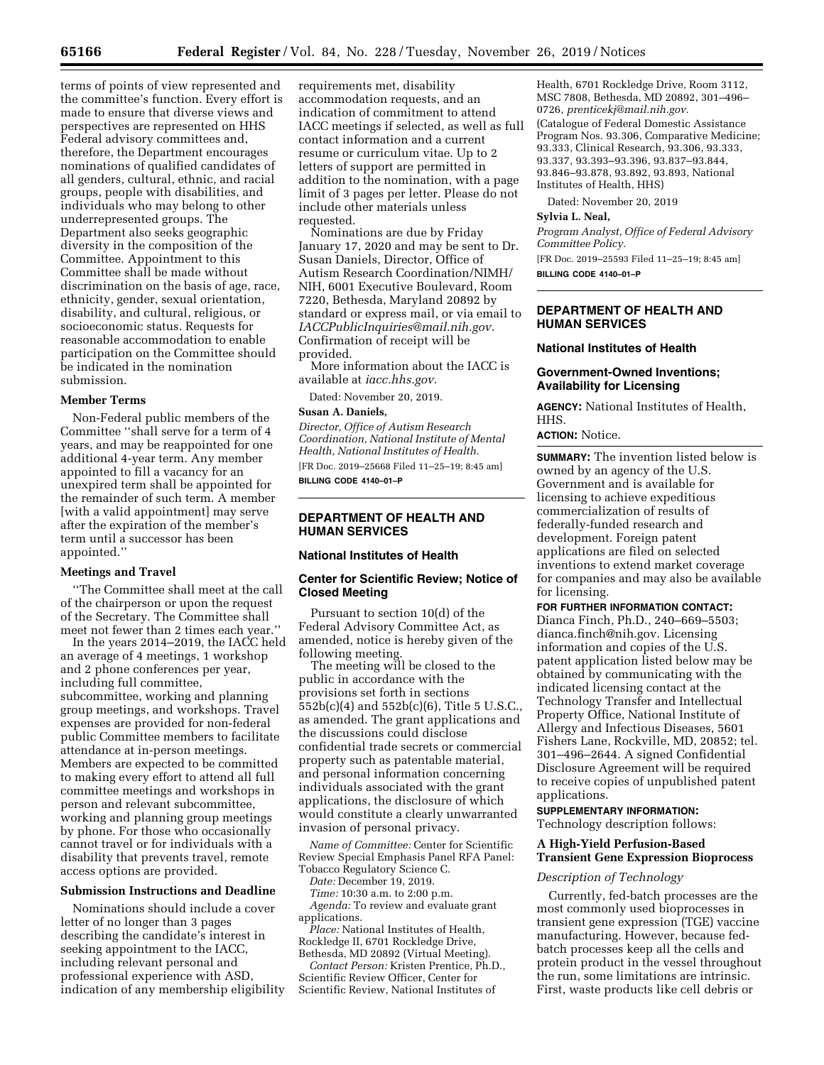terms of points of view represented and the committee's function. Every effort is made to ensure that diverse views and perspectives are represented on HHS Federal advisory committees and, therefore, the Department encourages nominations of qualified candidates of all genders, cultural, ethnic, and racial groups, people with disabilities, and individuals who may belong to other underrepresented groups. The Department also seeks geographic diversity in the composition of the Committee. Appointment to this Committee shall be made without discrimination on the basis of age, race, ethnicity, gender, sexual orientation, disability, and cultural, religious, or socioeconomic status. Requests for reasonable accommodation to enable participation on the Committee should be indicated in the nomination submission.

**Member Terms**

Non-Federal public members of the Committee ''shall serve for a term of 4 years, and may be reappointed for one additional 4-year term. Any member appointed to fill a vacancy for an unexpired term shall be appointed for the remainder of such term. A member [with a valid appointment] may serve after the expiration of the member's term until a successor has been appointed.''

**Meetings and Travel**

''The Committee shall meet at the call of the chairperson or upon the request of the Secretary. The Committee shall meet not fewer than 2 times each year.''

In the years 2014–2019, the IACC held an average of 4 meetings, 1 workshop and 2 phone conferences per year, including full committee, subcommittee, working and planning group meetings, and workshops. Travel expenses are provided for non-federal public Committee members to facilitate attendance at in-person meetings. Members are expected to be committed to making every effort to attend all full committee meetings and workshops in person and relevant subcommittee, working and planning group meetings by phone. For those who occasionally cannot travel or for individuals with a disability that prevents travel, remote access options are provided.

**Submission Instructions and Deadline**

Nominations should include a cover letter of no longer than 3 pages describing the candidate's interest in seeking appointment to the IACC, including relevant personal and professional experience with ASD, indication of any membership eligibility requirements met, disability accommodation requests, and an indication of commitment to attend IACC meetings if selected, as well as full contact information and a current resume or curriculum vitae. Up to 2 letters of support are permitted in addition to the nomination, with a page limit of 3 pages per letter. Please do not include other materials unless requested.

Nominations are due by Friday January 17, 2020 and may be sent to Dr. Susan Daniels, Director, Office of Autism Research Coordination/NIMH/NIH, 6001 Executive Boulevard, Room 7220, Bethesda, Maryland 20892 by standard or express mail, or via email to *IACCPublicInquiries@mail.nih.gov.* Confirmation of receipt will be provided.

More information about the IACC is available at *iacc.hhs.gov.*

Dated: November 20, 2019.

**Susan A. Daniels,**

*Director, Office of Autism Research Coordination, National Institute of Mental Health, National Institutes of Health.*

[FR Doc. 2019–25668 Filed 11–25–19; 8:45 am]

**BILLING CODE 4140–01–P**

## DEPARTMENT OF HEALTH AND HUMAN SERVICES

### National Institutes of Health

### Center for Scientific Review; Notice of Closed Meeting

Pursuant to section 10(d) of the Federal Advisory Committee Act, as amended, notice is hereby given of the following meeting.

The meeting will be closed to the public in accordance with the provisions set forth in sections 552b(c)(4) and 552b(c)(6), Title 5 U.S.C., as amended. The grant applications and the discussions could disclose confidential trade secrets or commercial property such as patentable material, and personal information concerning individuals associated with the grant applications, the disclosure of which would constitute a clearly unwarranted invasion of personal privacy.

*Name of Committee:* Center for Scientific Review Special Emphasis Panel RFA Panel: Tobacco Regulatory Science C.

*Date:* December 19, 2019.

*Time:* 10:30 a.m. to 2:00 p.m.

*Agenda:* To review and evaluate grant applications.

*Place:* National Institutes of Health, Rockledge II, 6701 Rockledge Drive, Bethesda, MD 20892 (Virtual Meeting).

*Contact Person:* Kristen Prentice, Ph.D., Scientific Review Officer, Center for Scientific Review, National Institutes of Health, 6701 Rockledge Drive, Room 3112, MSC 7808, Bethesda, MD 20892, 301–496–0726, *prenticekj@mail.nih.gov.*

(Catalogue of Federal Domestic Assistance Program Nos. 93.306, Comparative Medicine; 93.333, Clinical Research, 93.306, 93.333, 93.337, 93.393–93.396, 93.837–93.844, 93.846–93.878, 93.892, 93.893, National Institutes of Health, HHS)

Dated: November 20, 2019

**Sylvia L. Neal,**

*Program Analyst, Office of Federal Advisory Committee Policy.*

[FR Doc. 2019–25593 Filed 11–25–19; 8:45 am]

**BILLING CODE 4140–01–P**

## DEPARTMENT OF HEALTH AND HUMAN SERVICES

### National Institutes of Health

### Government-Owned Inventions; Availability for Licensing

**AGENCY:** National Institutes of Health, HHS.

**ACTION:** Notice.

**SUMMARY:** The invention listed below is owned by an agency of the U.S. Government and is available for licensing to achieve expeditious commercialization of results of federally-funded research and development. Foreign patent applications are filed on selected inventions to extend market coverage for companies and may also be available for licensing.

**FOR FURTHER INFORMATION CONTACT:** Dianca Finch, Ph.D., 240–669–5503; dianca.finch@nih.gov. Licensing information and copies of the U.S. patent application listed below may be obtained by communicating with the indicated licensing contact at the Technology Transfer and Intellectual Property Office, National Institute of Allergy and Infectious Diseases, 5601 Fishers Lane, Rockville, MD, 20852; tel. 301–496–2644. A signed Confidential Disclosure Agreement will be required to receive copies of unpublished patent applications.

**SUPPLEMENTARY INFORMATION:** Technology description follows:

### A High-Yield Perfusion-Based Transient Gene Expression Bioprocess

*Description of Technology*

Currently, fed-batch processes are the most commonly used bioprocesses in transient gene expression (TGE) vaccine manufacturing. However, because fed-batch processes keep all the cells and protein product in the vessel throughout the run, some limitations are intrinsic. First, waste products like cell debris or